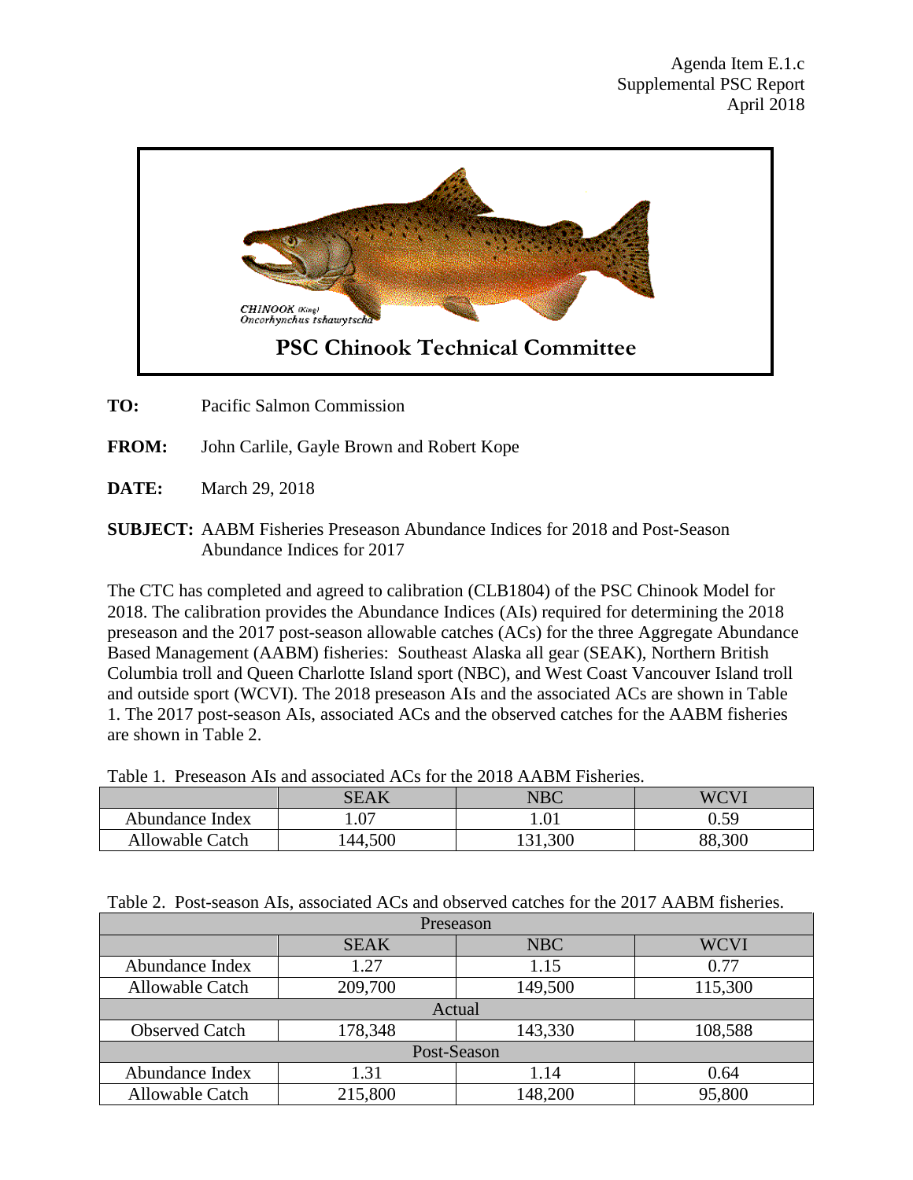Agenda Item E.1.c
Supplemental PSC Report
April 2018

CHINOOK (King)
*Oncorhynchus tshawytscha*

**PSC Chinook Technical Committee**

**TO:** Pacific Salmon Commission

**FROM:** John Carlile, Gayle Brown and Robert Kope

**DATE:** March 29, 2018

**SUBJECT:** AABM Fisheries Preseason Abundance Indices for 2018 and Post-Season Abundance Indices for 2017

The CTC has completed and agreed to calibration (CLB1804) of the PSC Chinook Model for 2018. The calibration provides the Abundance Indices (AIs) required for determining the 2018 preseason and the 2017 post-season allowable catches (ACs) for the three Aggregate Abundance Based Management (AABM) fisheries: Southeast Alaska all gear (SEAK), Northern British Columbia troll and Queen Charlotte Island sport (NBC), and West Coast Vancouver Island troll and outside sport (WCVI). The 2018 preseason AIs and the associated ACs are shown in Table 1. The 2017 post-season AIs, associated ACs and the observed catches for the AABM fisheries are shown in Table 2.

Table 1. Preseason AIs and associated ACs for the 2018 AABM Fisheries.

| | SEAK | NBC | WCVI |
|---|---|---|---|
| Abundance Index | 1.07 | 1.01 | 0.59 |
| Allowable Catch | 144,500 | 131,300 | 88,300 |

Table 2. Post-season AIs, associated ACs and observed catches for the 2017 AABM fisheries.

| Preseason | | | |
|---|---|---|---|
| | SEAK | NBC | WCVI |
| Abundance Index | 1.27 | 1.15 | 0.77 |
| Allowable Catch | 209,700 | 149,500 | 115,300 |
| **Actual** | | | |
| Observed Catch | 178,348 | 143,330 | 108,588 |
| **Post-Season** | | | |
| Abundance Index | 1.31 | 1.14 | 0.64 |
| Allowable Catch | 215,800 | 148,200 | 95,800 |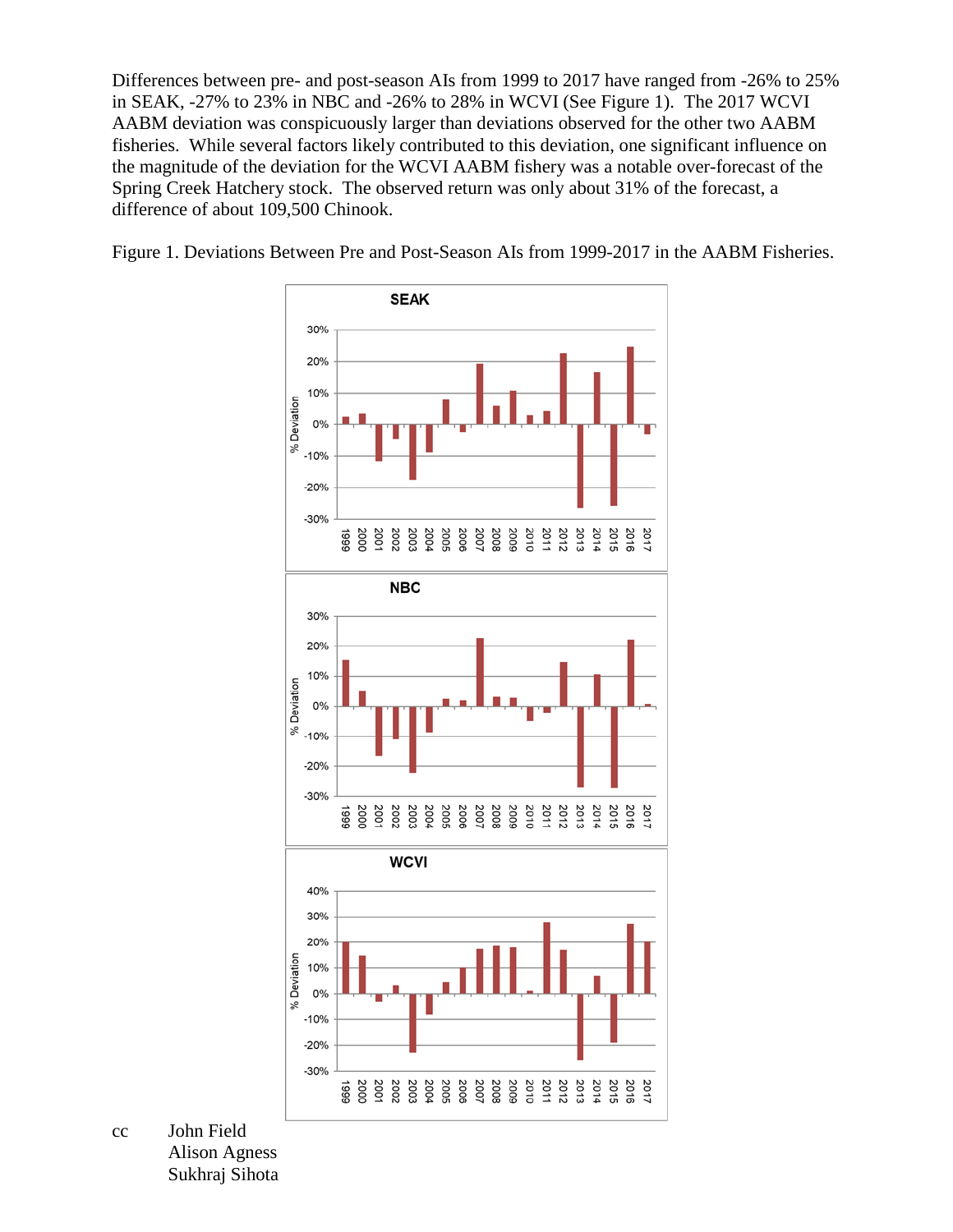Differences between pre- and post-season AIs from 1999 to 2017 have ranged from -26% to 25% in SEAK, -27% to 23% in NBC and -26% to 28% in WCVI (See Figure 1). The 2017 WCVI AABM deviation was conspicuously larger than deviations observed for the other two AABM fisheries. While several factors likely contributed to this deviation, one significant influence on the magnitude of the deviation for the WCVI AABM fishery was a notable over-forecast of the Spring Creek Hatchery stock. The observed return was only about 31% of the forecast, a difference of about 109,500 Chinook.

Figure 1. Deviations Between Pre and Post-Season AIs from 1999-2017 in the AABM Fisheries.

SEAK

% Deviation

30%
20%
10%
0%
-10%
-20%
-30%

1999 2000 2001 2002 2003 2004 2005 2006 2007 2008 2009 2010 2011 2012 2013 2014 2015 2016 2017

NBC

% Deviation

30%
20%
10%
0%
-10%
-20%
-30%

1999 2000 2001 2002 2003 2004 2005 2006 2007 2008 2009 2010 2011 2012 2013 2014 2015 2016 2017

WCVI

% Deviation

40%
30%
20%
10%
0%
-10%
-20%
-30%

1999 2000 2001 2002 2003 2004 2005 2006 2007 2008 2009 2010 2011 2012 2013 2014 2015 2016 2017

cc John Field
Alison Agness
Sukhraj Sihota